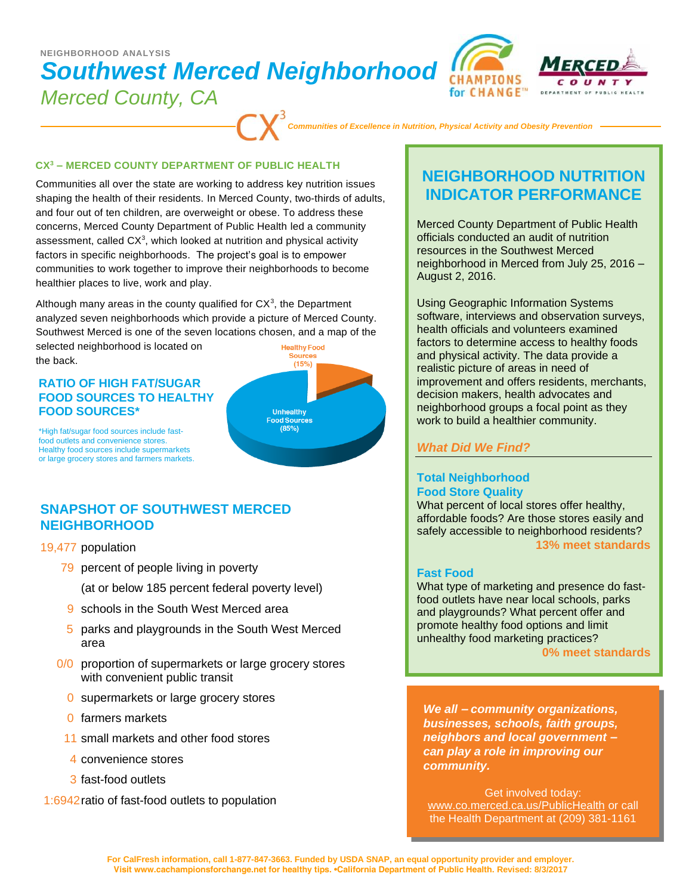NEIGHBORHOOD ANALYSIS

# Southwest Merced Neighborhood

## Merced County, CA

CX[3] *Communities of Excellence in Nutrition, Physical Activity and Obesity Prevention*

### CX[3] – MERCED COUNTY DEPARTMENT OF PUBLIC HEALTH

Communities all over the state are working to address key nutrition issues shaping the health of their residents. In Merced County, two-thirds of adults, and four out of ten children, are overweight or obese. To address these concerns, Merced County Department of Public Health led a community assessment, called CX[3], which looked at nutrition and physical activity factors in specific neighborhoods. The project's goal is to empower communities to work together to improve their neighborhoods to become healthier places to live, work and play.

Although many areas in the county qualified for CX[3], the Department analyzed seven neighborhoods which provide a picture of Merced County. Southwest Merced is one of the seven locations chosen, and a map of the selected neighborhood is located on the back.

### RATIO OF HIGH FAT/SUGAR FOOD SOURCES TO HEALTHY FOOD SOURCES*

*High fat/sugar food sources include fast-food outlets and convenience stores. Healthy food sources include supermarkets or large grocery stores and farmers markets.

Healthy Food Sources (15%)

Unhealthy Food Sources (85%)

### SNAPSHOT OF SOUTHWEST MERCED NEIGHBORHOOD

- 19,477 population
- 79 percent of people living in poverty (at or below 185 percent federal poverty level)
- 9 schools in the South West Merced area
- 5 parks and playgrounds in the South West Merced area
- 0/0 proportion of supermarkets or large grocery stores with convenient public transit
- 0 supermarkets or large grocery stores
- 0 farmers markets
- 11 small markets and other food stores
- 4 convenience stores
- 3 fast-food outlets
- 1:6942 ratio of fast-food outlets to population

## NEIGHBORHOOD NUTRITION INDICATOR PERFORMANCE

Merced County Department of Public Health officials conducted an audit of nutrition resources in the Southwest Merced neighborhood in Merced from July 25, 2016 – August 2, 2016.

Using Geographic Information Systems software, interviews and observation surveys, health officials and volunteers examined factors to determine access to healthy foods and physical activity. The data provide a realistic picture of areas in need of improvement and offers residents, merchants, decision makers, health advocates and neighborhood groups a focal point as they work to build a healthier community.

### *What Did We Find?*

**Total Neighborhood Food Store Quality**
What percent of local stores offer healthy, affordable foods? Are those stores easily and safely accessible to neighborhood residents?
**13% meet standards**

**Fast Food**
What type of marketing and presence do fast-food outlets have near local schools, parks and playgrounds? What percent offer and promote healthy food options and limit unhealthy food marketing practices?
**0% meet standards**

***We all – community organizations, businesses, schools, faith groups, neighbors and local government – can play a role in improving our community.***

Get involved today: www.co.merced.ca.us/PublicHealth or call the Health Department at (209) 381-1161

**For CalFresh information, call 1-877-847-3663. Funded by USDA SNAP, an equal opportunity provider and employer. Visit www.cachampionsforchange.net for healthy tips. •California Department of Public Health. Revised: 8/3/2017**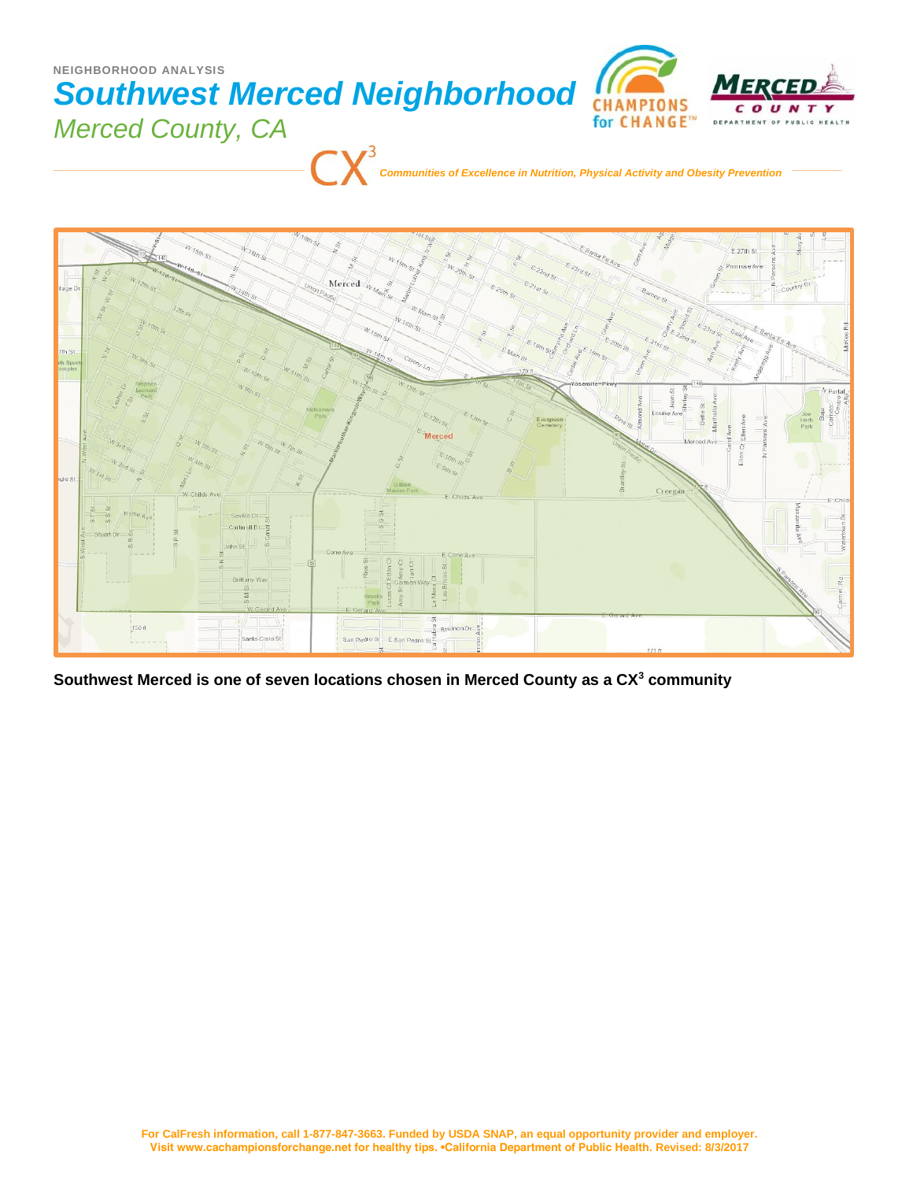NEIGHBORHOOD ANALYSIS

# Southwest Merced Neighborhood

## Merced County, CA

CX[3] *Communities of Excellence in Nutrition, Physical Activity and Obesity Prevention*

**Southwest Merced is one of seven locations chosen in Merced County as a CX[3] community**

**For CalFresh information, call 1-877-847-3663. Funded by USDA SNAP, an equal opportunity provider and employer. Visit www.cachampionsforchange.net for healthy tips. •California Department of Public Health. Revised: 8/3/2017**